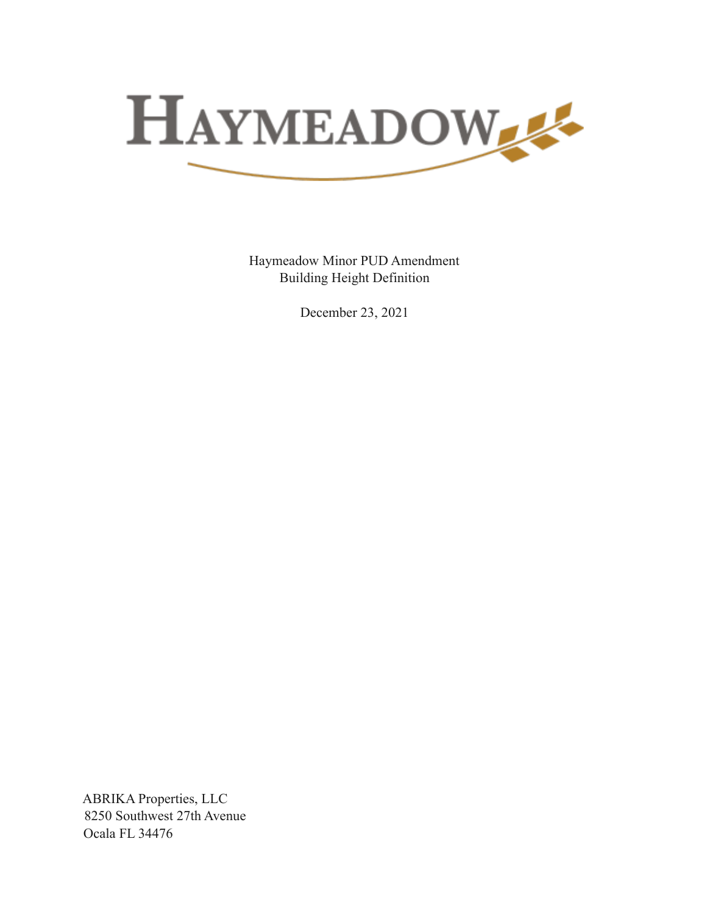# HAYMEADOW

Haymeadow Minor PUD Amendment
Building Height Definition

December 23, 2021

ABRIKA Properties, LLC
8250 Southwest 27th Avenue
Ocala FL 34476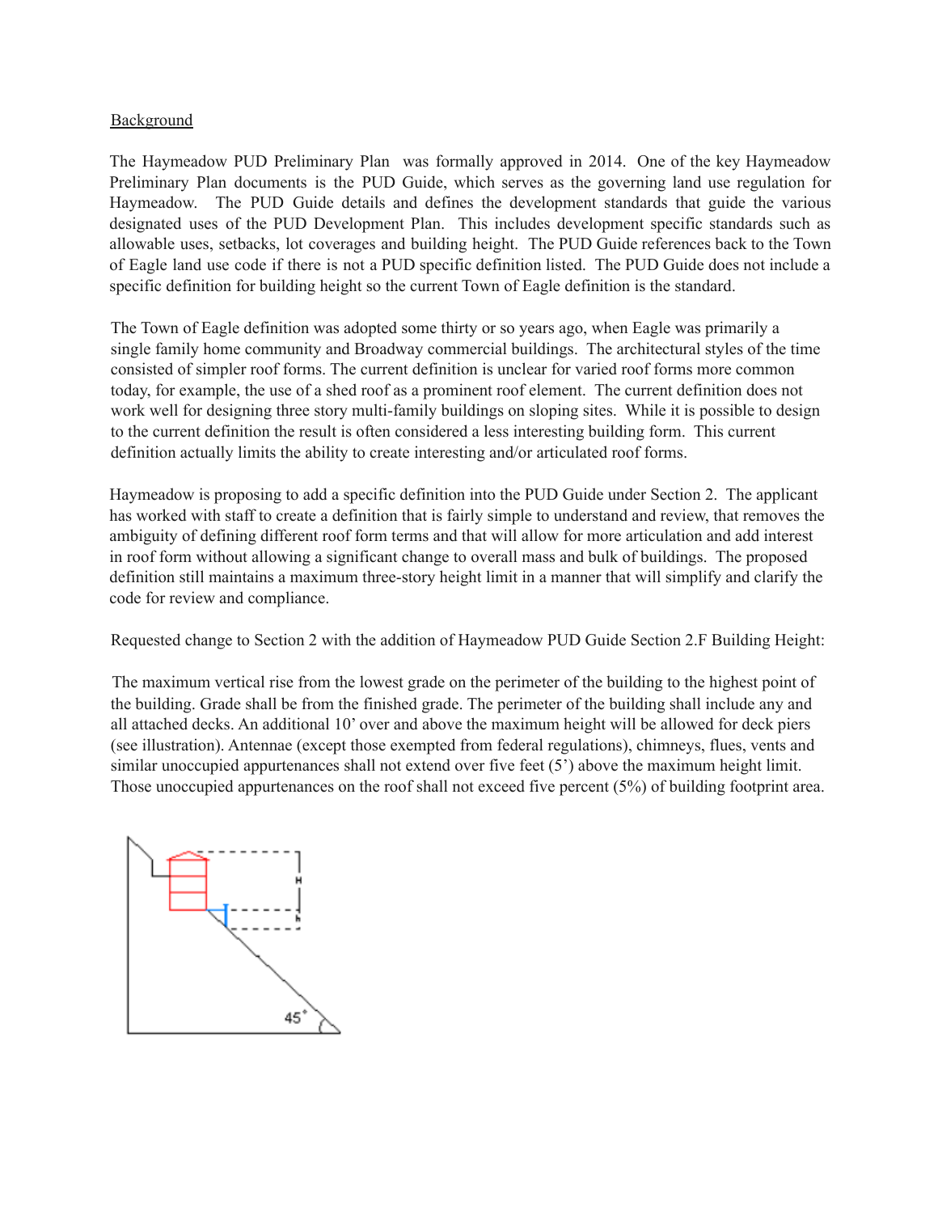<u>Background</u>

The Haymeadow PUD Preliminary Plan was formally approved in 2014. One of the key Haymeadow Preliminary Plan documents is the PUD Guide, which serves as the governing land use regulation for Haymeadow. The PUD Guide details and defines the development standards that guide the various designated uses of the PUD Development Plan. This includes development specific standards such as allowable uses, setbacks, lot coverages and building height. The PUD Guide references back to the Town of Eagle land use code if there is not a PUD specific definition listed. The PUD Guide does not include a specific definition for building height so the current Town of Eagle definition is the standard.

The Town of Eagle definition was adopted some thirty or so years ago, when Eagle was primarily a single family home community and Broadway commercial buildings. The architectural styles of the time consisted of simpler roof forms. The current definition is unclear for varied roof forms more common today, for example, the use of a shed roof as a prominent roof element. The current definition does not work well for designing three story multi-family buildings on sloping sites. While it is possible to design to the current definition the result is often considered a less interesting building form. This current definition actually limits the ability to create interesting and/or articulated roof forms.

Haymeadow is proposing to add a specific definition into the PUD Guide under Section 2. The applicant has worked with staff to create a definition that is fairly simple to understand and review, that removes the ambiguity of defining different roof form terms and that will allow for more articulation and add interest in roof form without allowing a significant change to overall mass and bulk of buildings. The proposed definition still maintains a maximum three-story height limit in a manner that will simplify and clarify the code for review and compliance.

Requested change to Section 2 with the addition of Haymeadow PUD Guide Section 2.F Building Height:

The maximum vertical rise from the lowest grade on the perimeter of the building to the highest point of the building. Grade shall be from the finished grade. The perimeter of the building shall include any and all attached decks. An additional 10' over and above the maximum height will be allowed for deck piers (see illustration). Antennae (except those exempted from federal regulations), chimneys, flues, vents and similar unoccupied appurtenances shall not extend over five feet (5') above the maximum height limit. Those unoccupied appurtenances on the roof shall not exceed five percent (5%) of building footprint area.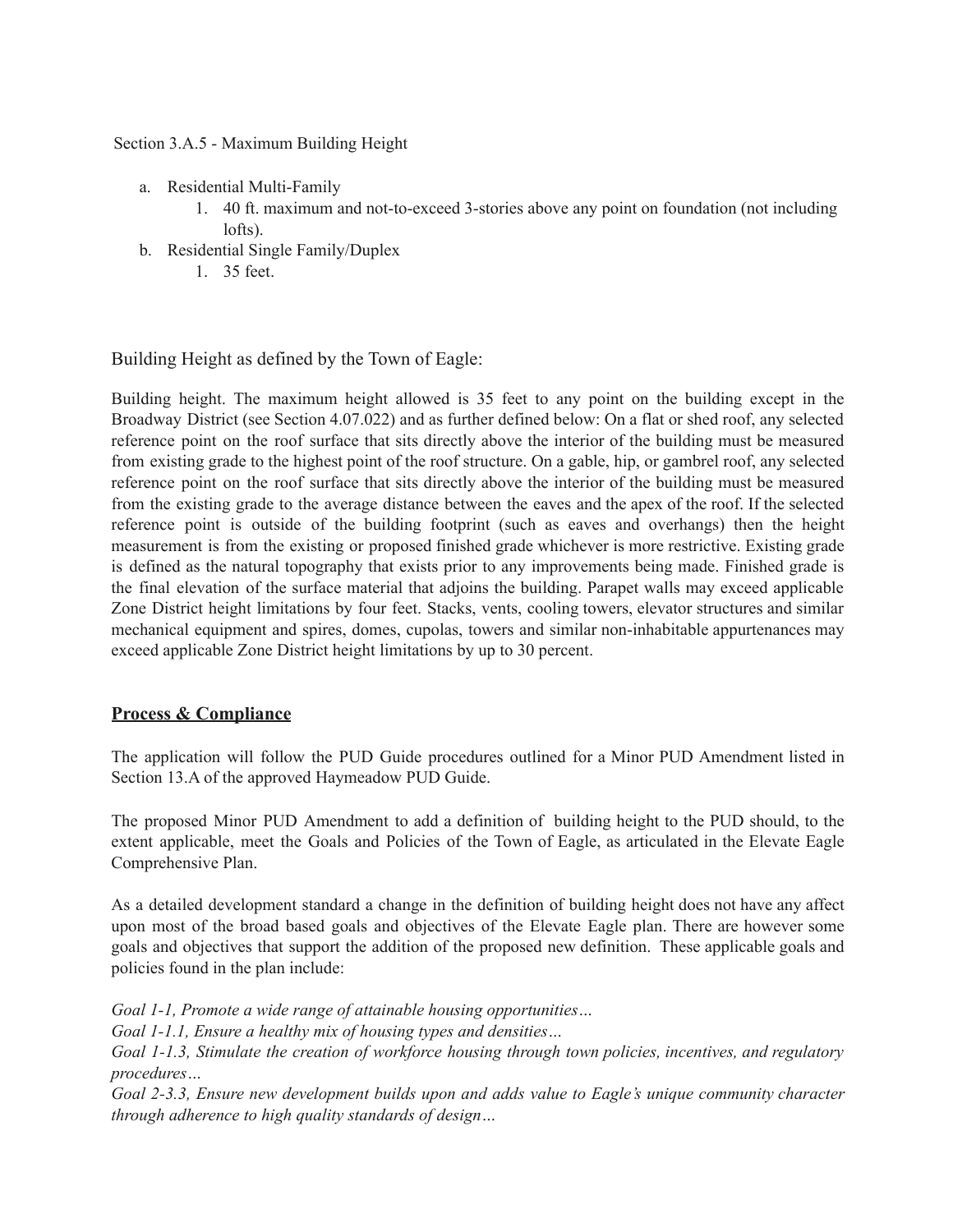Section 3.A.5 - Maximum Building Height

a. Residential Multi-Family
   1. 40 ft. maximum and not-to-exceed 3-stories above any point on foundation (not including lofts).
b. Residential Single Family/Duplex
   1. 35 feet.

Building Height as defined by the Town of Eagle:

Building height. The maximum height allowed is 35 feet to any point on the building except in the Broadway District (see Section 4.07.022) and as further defined below: On a flat or shed roof, any selected reference point on the roof surface that sits directly above the interior of the building must be measured from existing grade to the highest point of the roof structure. On a gable, hip, or gambrel roof, any selected reference point on the roof surface that sits directly above the interior of the building must be measured from the existing grade to the average distance between the eaves and the apex of the roof. If the selected reference point is outside of the building footprint (such as eaves and overhangs) then the height measurement is from the existing or proposed finished grade whichever is more restrictive. Existing grade is defined as the natural topography that exists prior to any improvements being made. Finished grade is the final elevation of the surface material that adjoins the building. Parapet walls may exceed applicable Zone District height limitations by four feet. Stacks, vents, cooling towers, elevator structures and similar mechanical equipment and spires, domes, cupolas, towers and similar non-inhabitable appurtenances may exceed applicable Zone District height limitations by up to 30 percent.

**Process & Compliance**

The application will follow the PUD Guide procedures outlined for a Minor PUD Amendment listed in Section 13.A of the approved Haymeadow PUD Guide.

The proposed Minor PUD Amendment to add a definition of building height to the PUD should, to the extent applicable, meet the Goals and Policies of the Town of Eagle, as articulated in the Elevate Eagle Comprehensive Plan.

As a detailed development standard a change in the definition of building height does not have any affect upon most of the broad based goals and objectives of the Elevate Eagle plan. There are however some goals and objectives that support the addition of the proposed new definition. These applicable goals and policies found in the plan include:

*Goal 1-1, Promote a wide range of attainable housing opportunities…*
*Goal 1-1.1, Ensure a healthy mix of housing types and densities…*
*Goal 1-1.3, Stimulate the creation of workforce housing through town policies, incentives, and regulatory procedures…*
*Goal 2-3.3, Ensure new development builds upon and adds value to Eagle's unique community character through adherence to high quality standards of design…*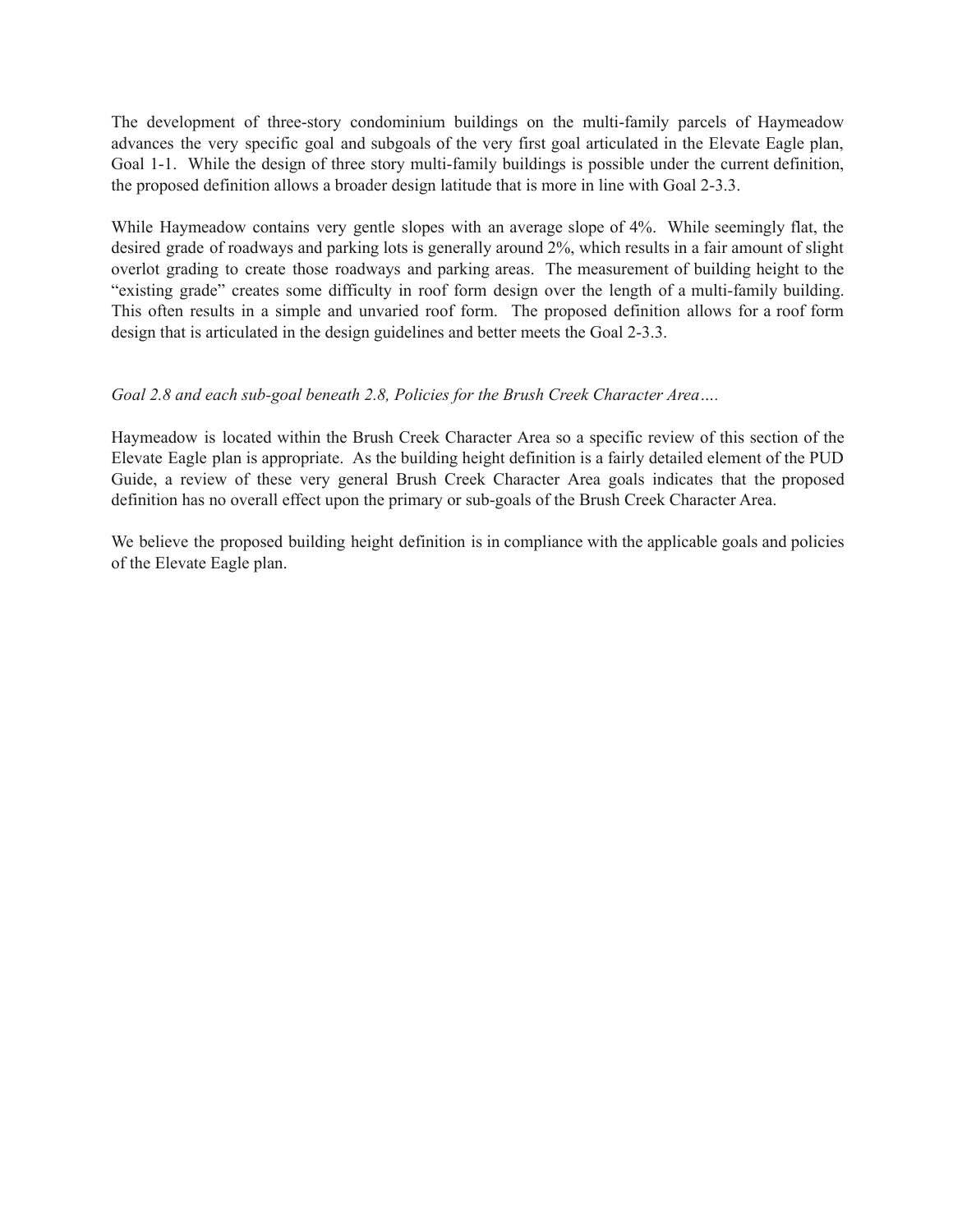The development of three-story condominium buildings on the multi-family parcels of Haymeadow advances the very specific goal and subgoals of the very first goal articulated in the Elevate Eagle plan, Goal 1-1. While the design of three story multi-family buildings is possible under the current definition, the proposed definition allows a broader design latitude that is more in line with Goal 2-3.3.

While Haymeadow contains very gentle slopes with an average slope of 4%. While seemingly flat, the desired grade of roadways and parking lots is generally around 2%, which results in a fair amount of slight overlot grading to create those roadways and parking areas. The measurement of building height to the "existing grade" creates some difficulty in roof form design over the length of a multi-family building. This often results in a simple and unvaried roof form. The proposed definition allows for a roof form design that is articulated in the design guidelines and better meets the Goal 2-3.3.

*Goal 2.8 and each sub-goal beneath 2.8, Policies for the Brush Creek Character Area….*

Haymeadow is located within the Brush Creek Character Area so a specific review of this section of the Elevate Eagle plan is appropriate. As the building height definition is a fairly detailed element of the PUD Guide, a review of these very general Brush Creek Character Area goals indicates that the proposed definition has no overall effect upon the primary or sub-goals of the Brush Creek Character Area.

We believe the proposed building height definition is in compliance with the applicable goals and policies of the Elevate Eagle plan.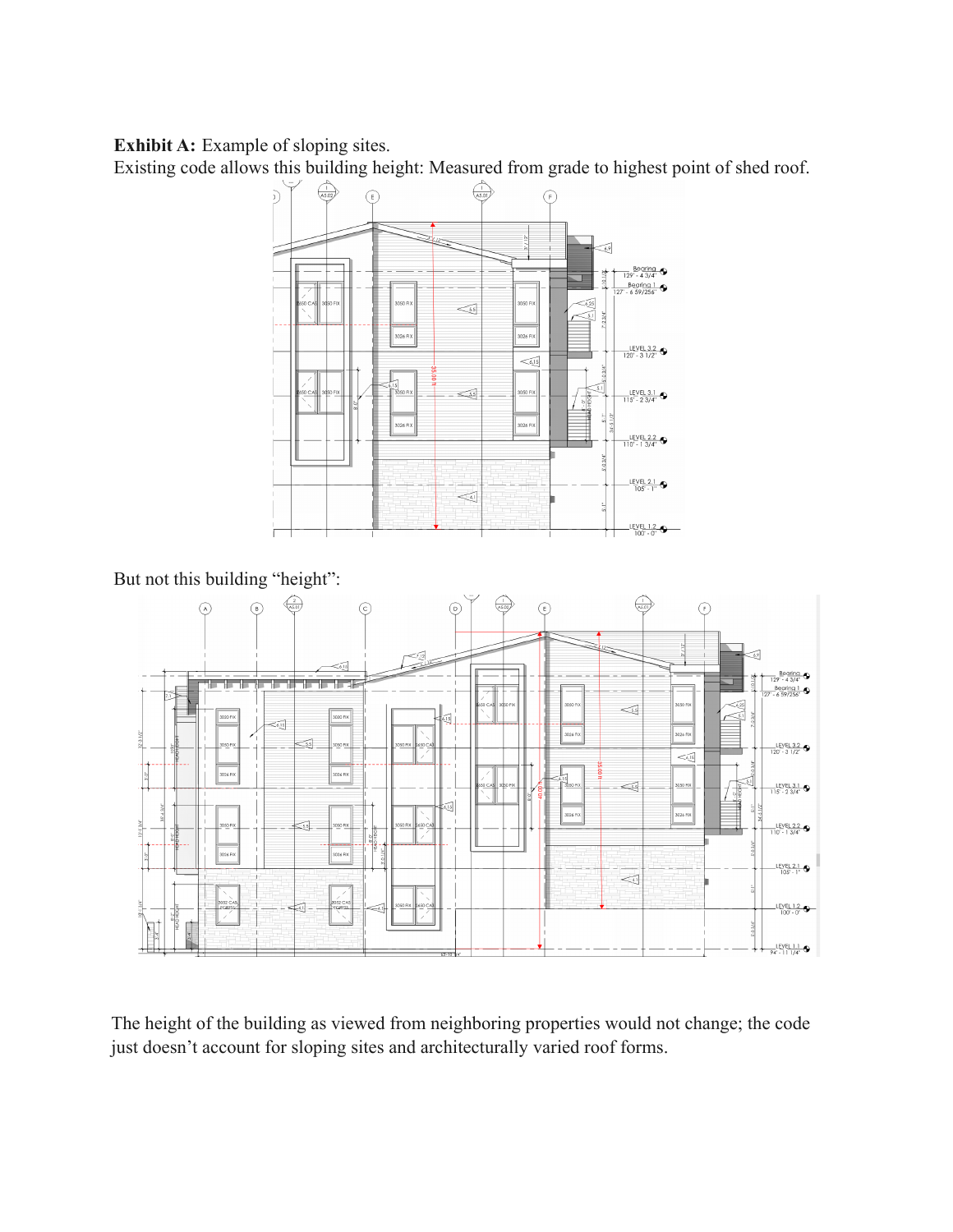**Exhibit A:** Example of sloping sites.

Existing code allows this building height: Measured from grade to highest point of shed roof.

But not this building "height":

The height of the building as viewed from neighboring properties would not change; the code just doesn't account for sloping sites and architecturally varied roof forms.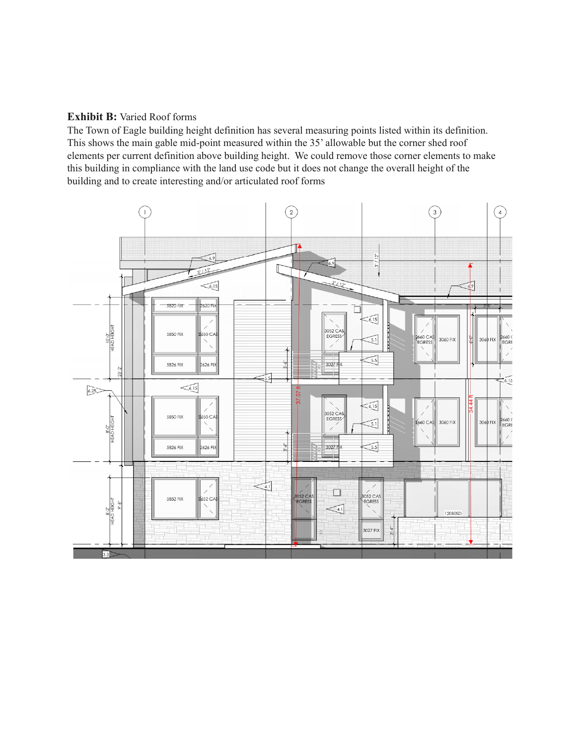**Exhibit B:** Varied Roof forms

The Town of Eagle building height definition has several measuring points listed within its definition. This shows the main gable mid-point measured within the 35' allowable but the corner shed roof elements per current definition above building height. We could remove those corner elements to make this building in compliance with the land use code but it does not change the overall height of the building and to create interesting and/or articulated roof forms

1

2

3

4

6.9

3" / 12"

6.9

3" / 12"

3" / 12"

6.9

6.15

5820 FIX

2620 FIX

5850 FIX

2650 CAS

5826 FIX

2626 FIX

10'-0" HEAD HEIGHT

23'-2"

3052 CAS EGRESS

6.15

5.1

5.5

3027 FIX

3'-6"

2660 CAS EGRESS

3060 FIX

3060 FIX

2660 C EGRE

6'-0"

3'-0"

37.07 ft

34.44 ft

5.5

6.25

6.15

6.15

5850 FIX

2650 CAS

5826 FIX

2626 FIX

8'-2" HEAD HEIGHT

3052 CAS EGRESS

6.15

5.1

5.5

3027 FIX

3'-6"

2660 CAS

3060 FIX

3060 FIX

2660 C EGRE

5852 FIX

2652 CAS

8'-2" HEAD HEIGHT

9'-8"

4.1

3052 CAS EGRESS

4.1

3052 CAS EGRESS

3027 FIX

3'-4"

12080SD

3.3